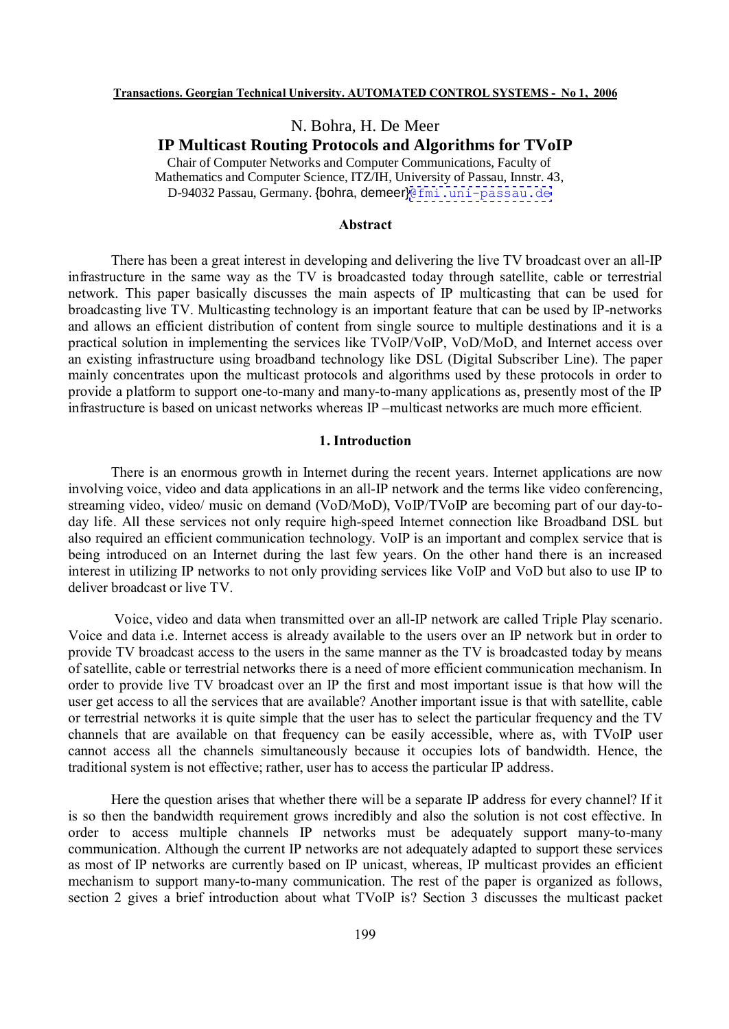N. Bohra, H. De Meer

# IP Multicast Routing Protocols and Algorithms for TVoIP

Chair of Computer Networks and Computer Communications, Faculty of Mathematics and Computer Science, ITZ/IH, University of Passau, Innstr. 43, D-94032 Passau, Germany. {bohra, demeer}@fmi.uni-passau.de

## Abstract

There has been a great interest in developing and delivering the live TV broadcast over an all-IP infrastructure in the same way as the TV is broadcasted today through satellite, cable or terrestrial network. This paper basically discusses the main aspects of IP multicasting that can be used for broadcasting live TV. Multicasting technology is an important feature that can be used by IP-networks and allows an efficient distribution of content from single source to multiple destinations and it is a practical solution in implementing the services like TVoIP/VoIP, VoD/MoD, and Internet access over an existing infrastructure using broadband technology like DSL (Digital Subscriber Line). The paper mainly concentrates upon the multicast protocols and algorithms used by these protocols in order to provide a platform to support one-to-many and many-to-many applications as, presently most of the IP infrastructure is based on unicast networks whereas IP –multicast networks are much more efficient.

## 1. Introduction

There is an enormous growth in Internet during the recent years. Internet applications are now involving voice, video and data applications in an all-IP network and the terms like video conferencing, streaming video, video/ music on demand (VoD/MoD), VoIP/TVoIP are becoming part of our day-to-day life. All these services not only require high-speed Internet connection like Broadband DSL but also required an efficient communication technology. VoIP is an important and complex service that is being introduced on an Internet during the last few years. On the other hand there is an increased interest in utilizing IP networks to not only providing services like VoIP and VoD but also to use IP to deliver broadcast or live TV.

Voice, video and data when transmitted over an all-IP network are called Triple Play scenario. Voice and data i.e. Internet access is already available to the users over an IP network but in order to provide TV broadcast access to the users in the same manner as the TV is broadcasted today by means of satellite, cable or terrestrial networks there is a need of more efficient communication mechanism. In order to provide live TV broadcast over an IP the first and most important issue is that how will the user get access to all the services that are available? Another important issue is that with satellite, cable or terrestrial networks it is quite simple that the user has to select the particular frequency and the TV channels that are available on that frequency can be easily accessible, where as, with TVoIP user cannot access all the channels simultaneously because it occupies lots of bandwidth. Hence, the traditional system is not effective; rather, user has to access the particular IP address.

Here the question arises that whether there will be a separate IP address for every channel? If it is so then the bandwidth requirement grows incredibly and also the solution is not cost effective. In order to access multiple channels IP networks must be adequately support many-to-many communication. Although the current IP networks are not adequately adapted to support these services as most of IP networks are currently based on IP unicast, whereas, IP multicast provides an efficient mechanism to support many-to-many communication. The rest of the paper is organized as follows, section 2 gives a brief introduction about what TVoIP is? Section 3 discusses the multicast packet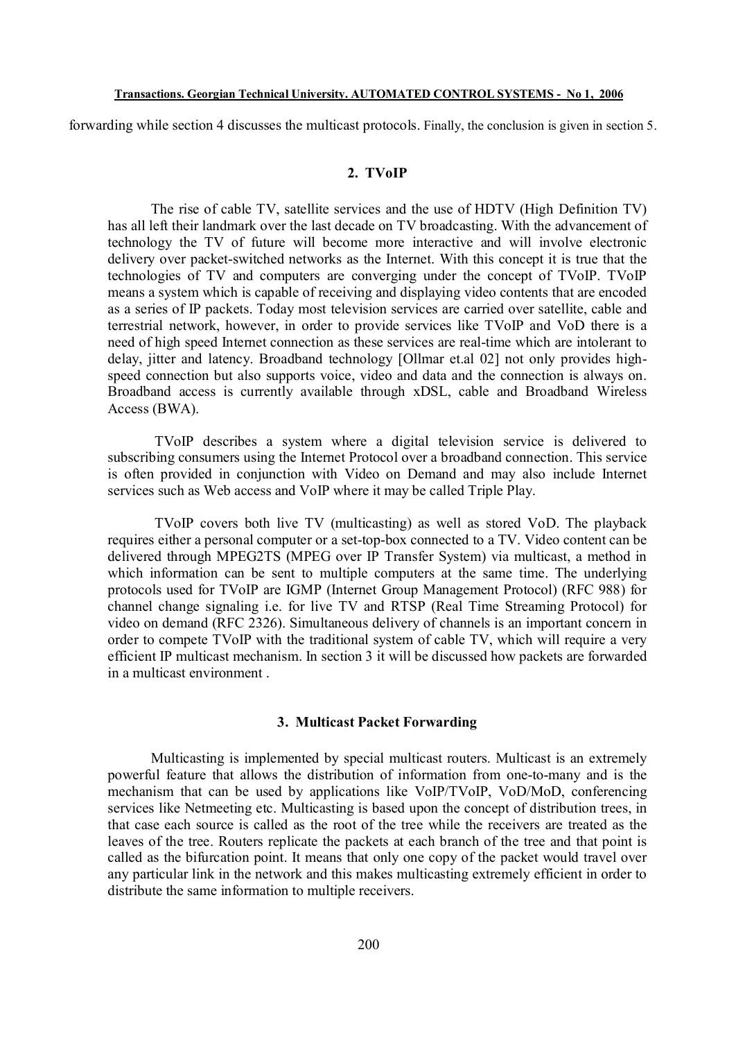forwarding while section 4 discusses the multicast protocols. Finally, the conclusion is given in section 5.

## 2. TVoIP

The rise of cable TV, satellite services and the use of HDTV (High Definition TV) has all left their landmark over the last decade on TV broadcasting. With the advancement of technology the TV of future will become more interactive and will involve electronic delivery over packet-switched networks as the Internet. With this concept it is true that the technologies of TV and computers are converging under the concept of TVoIP. TVoIP means a system which is capable of receiving and displaying video contents that are encoded as a series of IP packets. Today most television services are carried over satellite, cable and terrestrial network, however, in order to provide services like TVoIP and VoD there is a need of high speed Internet connection as these services are real-time which are intolerant to delay, jitter and latency. Broadband technology [Ollmar et.al 02] not only provides high-speed connection but also supports voice, video and data and the connection is always on. Broadband access is currently available through xDSL, cable and Broadband Wireless Access (BWA).

TVoIP describes a system where a digital television service is delivered to subscribing consumers using the Internet Protocol over a broadband connection. This service is often provided in conjunction with Video on Demand and may also include Internet services such as Web access and VoIP where it may be called Triple Play.

TVoIP covers both live TV (multicasting) as well as stored VoD. The playback requires either a personal computer or a set-top-box connected to a TV. Video content can be delivered through MPEG2TS (MPEG over IP Transfer System) via multicast, a method in which information can be sent to multiple computers at the same time. The underlying protocols used for TVoIP are IGMP (Internet Group Management Protocol) (RFC 988) for channel change signaling i.e. for live TV and RTSP (Real Time Streaming Protocol) for video on demand (RFC 2326). Simultaneous delivery of channels is an important concern in order to compete TVoIP with the traditional system of cable TV, which will require a very efficient IP multicast mechanism. In section 3 it will be discussed how packets are forwarded in a multicast environment .

## 3. Multicast Packet Forwarding

Multicasting is implemented by special multicast routers. Multicast is an extremely powerful feature that allows the distribution of information from one-to-many and is the mechanism that can be used by applications like VoIP/TVoIP, VoD/MoD, conferencing services like Netmeeting etc. Multicasting is based upon the concept of distribution trees, in that case each source is called as the root of the tree while the receivers are treated as the leaves of the tree. Routers replicate the packets at each branch of the tree and that point is called as the bifurcation point. It means that only one copy of the packet would travel over any particular link in the network and this makes multicasting extremely efficient in order to distribute the same information to multiple receivers.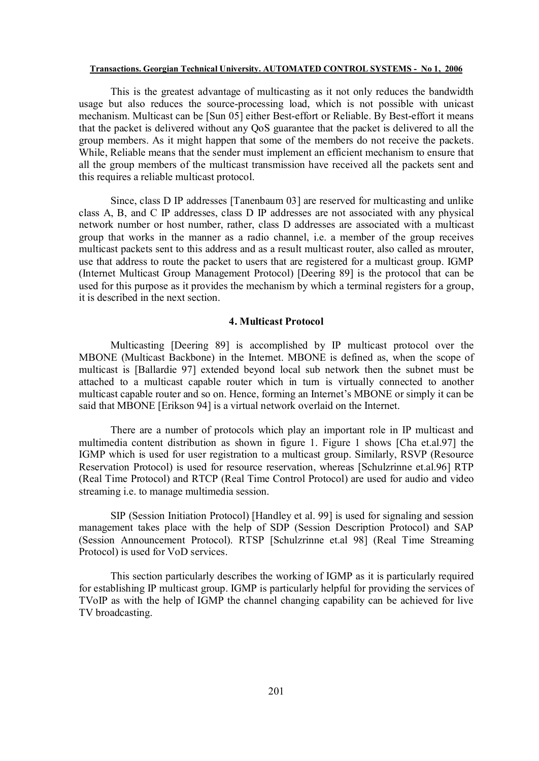This is the greatest advantage of multicasting as it not only reduces the bandwidth usage but also reduces the source-processing load, which is not possible with unicast mechanism. Multicast can be [Sun 05] either Best-effort or Reliable. By Best-effort it means that the packet is delivered without any QoS guarantee that the packet is delivered to all the group members. As it might happen that some of the members do not receive the packets. While, Reliable means that the sender must implement an efficient mechanism to ensure that all the group members of the multicast transmission have received all the packets sent and this requires a reliable multicast protocol.

Since, class D IP addresses [Tanenbaum 03] are reserved for multicasting and unlike class A, B, and C IP addresses, class D IP addresses are not associated with any physical network number or host number, rather, class D addresses are associated with a multicast group that works in the manner as a radio channel, i.e. a member of the group receives multicast packets sent to this address and as a result multicast router, also called as mrouter, use that address to route the packet to users that are registered for a multicast group. IGMP (Internet Multicast Group Management Protocol) [Deering 89] is the protocol that can be used for this purpose as it provides the mechanism by which a terminal registers for a group, it is described in the next section.

## 4. Multicast Protocol

Multicasting [Deering 89] is accomplished by IP multicast protocol over the MBONE (Multicast Backbone) in the Internet. MBONE is defined as, when the scope of multicast is [Ballardie 97] extended beyond local sub network then the subnet must be attached to a multicast capable router which in turn is virtually connected to another multicast capable router and so on. Hence, forming an Internet's MBONE or simply it can be said that MBONE [Erikson 94] is a virtual network overlaid on the Internet.

There are a number of protocols which play an important role in IP multicast and multimedia content distribution as shown in figure 1. Figure 1 shows [Cha et.al.97] the IGMP which is used for user registration to a multicast group. Similarly, RSVP (Resource Reservation Protocol) is used for resource reservation, whereas [Schulzrinne et.al.96] RTP (Real Time Protocol) and RTCP (Real Time Control Protocol) are used for audio and video streaming i.e. to manage multimedia session.

SIP (Session Initiation Protocol) [Handley et al. 99] is used for signaling and session management takes place with the help of SDP (Session Description Protocol) and SAP (Session Announcement Protocol). RTSP [Schulzrinne et.al 98] (Real Time Streaming Protocol) is used for VoD services.

This section particularly describes the working of IGMP as it is particularly required for establishing IP multicast group. IGMP is particularly helpful for providing the services of TVoIP as with the help of IGMP the channel changing capability can be achieved for live TV broadcasting.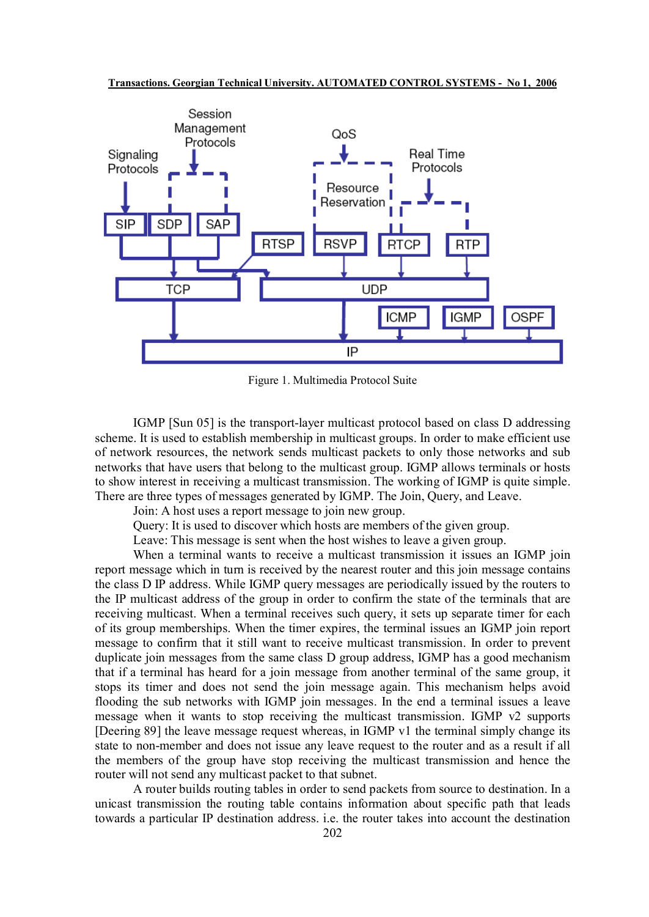Figure 1. Multimedia Protocol Suite

IGMP [Sun 05] is the transport-layer multicast protocol based on class D addressing scheme. It is used to establish membership in multicast groups. In order to make efficient use of network resources, the network sends multicast packets to only those networks and sub networks that have users that belong to the multicast group. IGMP allows terminals or hosts to show interest in receiving a multicast transmission. The working of IGMP is quite simple. There are three types of messages generated by IGMP. The Join, Query, and Leave.

Join: A host uses a report message to join new group.

Query: It is used to discover which hosts are members of the given group.

Leave: This message is sent when the host wishes to leave a given group.

When a terminal wants to receive a multicast transmission it issues an IGMP join report message which in turn is received by the nearest router and this join message contains the class D IP address. While IGMP query messages are periodically issued by the routers to the IP multicast address of the group in order to confirm the state of the terminals that are receiving multicast. When a terminal receives such query, it sets up separate timer for each of its group memberships. When the timer expires, the terminal issues an IGMP join report message to confirm that it still want to receive multicast transmission. In order to prevent duplicate join messages from the same class D group address, IGMP has a good mechanism that if a terminal has heard for a join message from another terminal of the same group, it stops its timer and does not send the join message again. This mechanism helps avoid flooding the sub networks with IGMP join messages. In the end a terminal issues a leave message when it wants to stop receiving the multicast transmission. IGMP v2 supports [Deering 89] the leave message request whereas, in IGMP v1 the terminal simply change its state to non-member and does not issue any leave request to the router and as a result if all the members of the group have stop receiving the multicast transmission and hence the router will not send any multicast packet to that subnet.

A router builds routing tables in order to send packets from source to destination. In a unicast transmission the routing table contains information about specific path that leads towards a particular IP destination address. i.e. the router takes into account the destination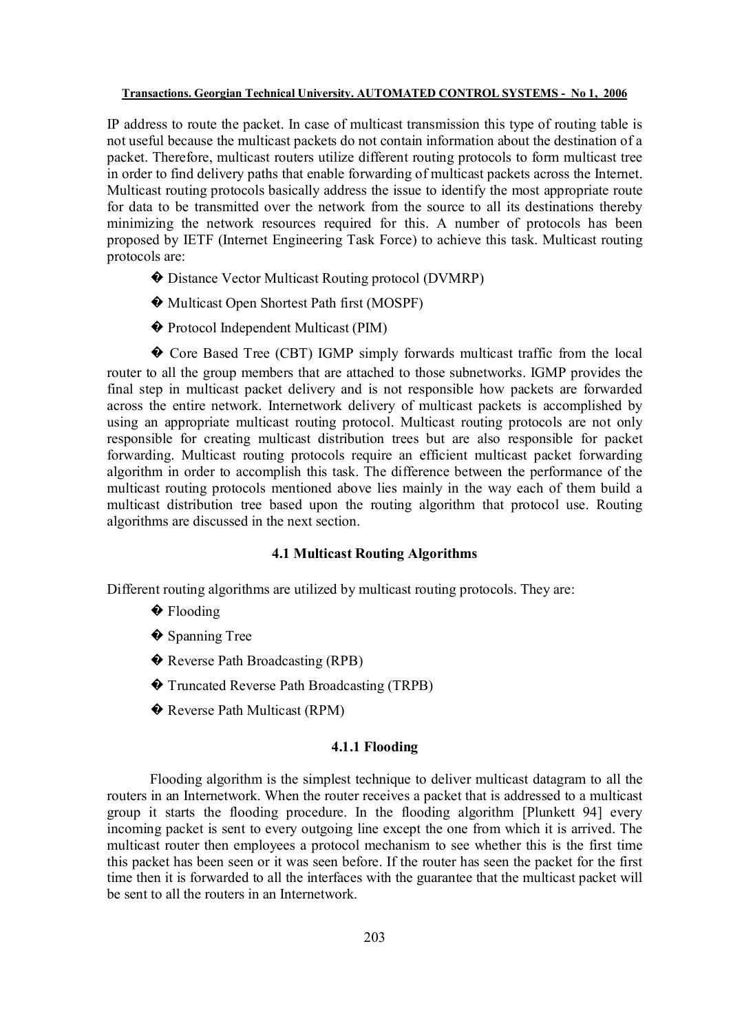IP address to route the packet. In case of multicast transmission this type of routing table is not useful because the multicast packets do not contain information about the destination of a packet. Therefore, multicast routers utilize different routing protocols to form multicast tree in order to find delivery paths that enable forwarding of multicast packets across the Internet. Multicast routing protocols basically address the issue to identify the most appropriate route for data to be transmitted over the network from the source to all its destinations thereby minimizing the network resources required for this. A number of protocols has been proposed by IETF (Internet Engineering Task Force) to achieve this task. Multicast routing protocols are:

- Distance Vector Multicast Routing protocol (DVMRP)
- Multicast Open Shortest Path first (MOSPF)
- Protocol Independent Multicast (PIM)
- Core Based Tree (CBT) IGMP simply forwards multicast traffic from the local router to all the group members that are attached to those subnetworks. IGMP provides the final step in multicast packet delivery and is not responsible how packets are forwarded across the entire network. Internetwork delivery of multicast packets is accomplished by using an appropriate multicast routing protocol. Multicast routing protocols are not only responsible for creating multicast distribution trees but are also responsible for packet forwarding. Multicast routing protocols require an efficient multicast packet forwarding algorithm in order to accomplish this task. The difference between the performance of the multicast routing protocols mentioned above lies mainly in the way each of them build a multicast distribution tree based upon the routing algorithm that protocol use. Routing algorithms are discussed in the next section.

### 4.1 Multicast Routing Algorithms

Different routing algorithms are utilized by multicast routing protocols. They are:

- Flooding
- Spanning Tree
- Reverse Path Broadcasting (RPB)
- Truncated Reverse Path Broadcasting (TRPB)
- Reverse Path Multicast (RPM)

#### 4.1.1 Flooding

Flooding algorithm is the simplest technique to deliver multicast datagram to all the routers in an Internetwork. When the router receives a packet that is addressed to a multicast group it starts the flooding procedure. In the flooding algorithm [Plunkett 94] every incoming packet is sent to every outgoing line except the one from which it is arrived. The multicast router then employees a protocol mechanism to see whether this is the first time this packet has been seen or it was seen before. If the router has seen the packet for the first time then it is forwarded to all the interfaces with the guarantee that the multicast packet will be sent to all the routers in an Internetwork.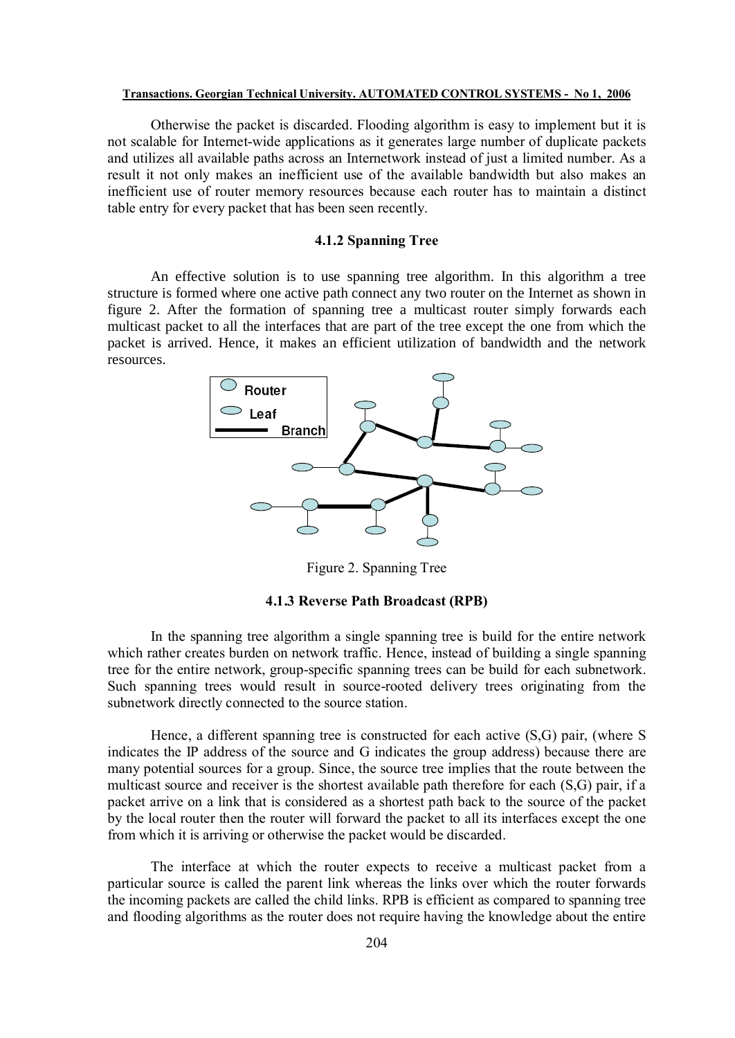Otherwise the packet is discarded. Flooding algorithm is easy to implement but it is not scalable for Internet-wide applications as it generates large number of duplicate packets and utilizes all available paths across an Internetwork instead of just a limited number. As a result it not only makes an inefficient use of the available bandwidth but also makes an inefficient use of router memory resources because each router has to maintain a distinct table entry for every packet that has been seen recently.

### 4.1.2 Spanning Tree

An effective solution is to use spanning tree algorithm. In this algorithm a tree structure is formed where one active path connect any two router on the Internet as shown in figure 2. After the formation of spanning tree a multicast router simply forwards each multicast packet to all the interfaces that are part of the tree except the one from which the packet is arrived. Hence, it makes an efficient utilization of bandwidth and the network resources.

Figure 2. Spanning Tree

### 4.1.3 Reverse Path Broadcast (RPB)

In the spanning tree algorithm a single spanning tree is build for the entire network which rather creates burden on network traffic. Hence, instead of building a single spanning tree for the entire network, group-specific spanning trees can be build for each subnetwork. Such spanning trees would result in source-rooted delivery trees originating from the subnetwork directly connected to the source station.

Hence, a different spanning tree is constructed for each active (S,G) pair, (where S indicates the IP address of the source and G indicates the group address) because there are many potential sources for a group. Since, the source tree implies that the route between the multicast source and receiver is the shortest available path therefore for each (S,G) pair, if a packet arrive on a link that is considered as a shortest path back to the source of the packet by the local router then the router will forward the packet to all its interfaces except the one from which it is arriving or otherwise the packet would be discarded.

The interface at which the router expects to receive a multicast packet from a particular source is called the parent link whereas the links over which the router forwards the incoming packets are called the child links. RPB is efficient as compared to spanning tree and flooding algorithms as the router does not require having the knowledge about the entire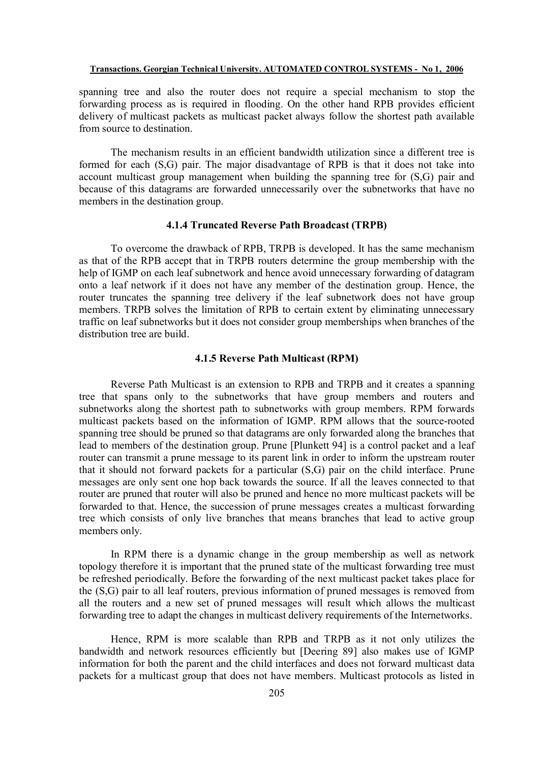spanning tree and also the router does not require a special mechanism to stop the forwarding process as is required in flooding. On the other hand RPB provides efficient delivery of multicast packets as multicast packet always follow the shortest path available from source to destination.

The mechanism results in an efficient bandwidth utilization since a different tree is formed for each (S,G) pair. The major disadvantage of RPB is that it does not take into account multicast group management when building the spanning tree for (S,G) pair and because of this datagrams are forwarded unnecessarily over the subnetworks that have no members in the destination group.

### 4.1.4 Truncated Reverse Path Broadcast (TRPB)

To overcome the drawback of RPB, TRPB is developed. It has the same mechanism as that of the RPB accept that in TRPB routers determine the group membership with the help of IGMP on each leaf subnetwork and hence avoid unnecessary forwarding of datagram onto a leaf network if it does not have any member of the destination group. Hence, the router truncates the spanning tree delivery if the leaf subnetwork does not have group members. TRPB solves the limitation of RPB to certain extent by eliminating unnecessary traffic on leaf subnetworks but it does not consider group memberships when branches of the distribution tree are build.

### 4.1.5 Reverse Path Multicast (RPM)

Reverse Path Multicast is an extension to RPB and TRPB and it creates a spanning tree that spans only to the subnetworks that have group members and routers and subnetworks along the shortest path to subnetworks with group members. RPM forwards multicast packets based on the information of IGMP. RPM allows that the source-rooted spanning tree should be pruned so that datagrams are only forwarded along the branches that lead to members of the destination group. Prune [Plunkett 94] is a control packet and a leaf router can transmit a prune message to its parent link in order to inform the upstream router that it should not forward packets for a particular (S,G) pair on the child interface. Prune messages are only sent one hop back towards the source. If all the leaves connected to that router are pruned that router will also be pruned and hence no more multicast packets will be forwarded to that. Hence, the succession of prune messages creates a multicast forwarding tree which consists of only live branches that means branches that lead to active group members only.

In RPM there is a dynamic change in the group membership as well as network topology therefore it is important that the pruned state of the multicast forwarding tree must be refreshed periodically. Before the forwarding of the next multicast packet takes place for the (S,G) pair to all leaf routers, previous information of pruned messages is removed from all the routers and a new set of pruned messages will result which allows the multicast forwarding tree to adapt the changes in multicast delivery requirements of the Internetworks.

Hence, RPM is more scalable than RPB and TRPB as it not only utilizes the bandwidth and network resources efficiently but [Deering 89] also makes use of IGMP information for both the parent and the child interfaces and does not forward multicast data packets for a multicast group that does not have members. Multicast protocols as listed in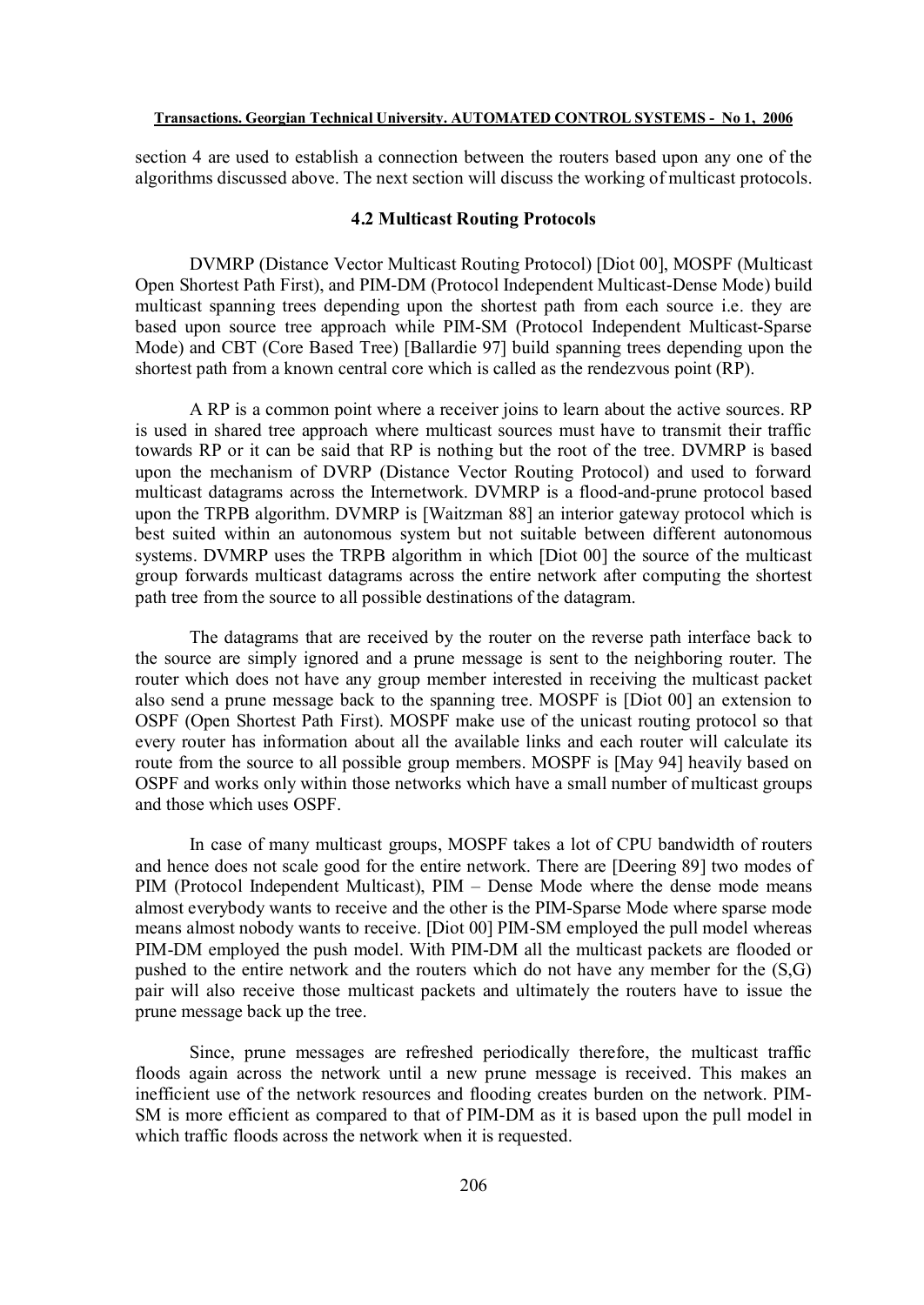section 4 are used to establish a connection between the routers based upon any one of the algorithms discussed above. The next section will discuss the working of multicast protocols.

### 4.2 Multicast Routing Protocols

DVMRP (Distance Vector Multicast Routing Protocol) [Diot 00], MOSPF (Multicast Open Shortest Path First), and PIM-DM (Protocol Independent Multicast-Dense Mode) build multicast spanning trees depending upon the shortest path from each source i.e. they are based upon source tree approach while PIM-SM (Protocol Independent Multicast-Sparse Mode) and CBT (Core Based Tree) [Ballardie 97] build spanning trees depending upon the shortest path from a known central core which is called as the rendezvous point (RP).

A RP is a common point where a receiver joins to learn about the active sources. RP is used in shared tree approach where multicast sources must have to transmit their traffic towards RP or it can be said that RP is nothing but the root of the tree. DVMRP is based upon the mechanism of DVRP (Distance Vector Routing Protocol) and used to forward multicast datagrams across the Internetwork. DVMRP is a flood-and-prune protocol based upon the TRPB algorithm. DVMRP is [Waitzman 88] an interior gateway protocol which is best suited within an autonomous system but not suitable between different autonomous systems. DVMRP uses the TRPB algorithm in which [Diot 00] the source of the multicast group forwards multicast datagrams across the entire network after computing the shortest path tree from the source to all possible destinations of the datagram.

The datagrams that are received by the router on the reverse path interface back to the source are simply ignored and a prune message is sent to the neighboring router. The router which does not have any group member interested in receiving the multicast packet also send a prune message back to the spanning tree. MOSPF is [Diot 00] an extension to OSPF (Open Shortest Path First). MOSPF make use of the unicast routing protocol so that every router has information about all the available links and each router will calculate its route from the source to all possible group members. MOSPF is [May 94] heavily based on OSPF and works only within those networks which have a small number of multicast groups and those which uses OSPF.

In case of many multicast groups, MOSPF takes a lot of CPU bandwidth of routers and hence does not scale good for the entire network. There are [Deering 89] two modes of PIM (Protocol Independent Multicast), PIM – Dense Mode where the dense mode means almost everybody wants to receive and the other is the PIM-Sparse Mode where sparse mode means almost nobody wants to receive. [Diot 00] PIM-SM employed the pull model whereas PIM-DM employed the push model. With PIM-DM all the multicast packets are flooded or pushed to the entire network and the routers which do not have any member for the (S,G) pair will also receive those multicast packets and ultimately the routers have to issue the prune message back up the tree.

Since, prune messages are refreshed periodically therefore, the multicast traffic floods again across the network until a new prune message is received. This makes an inefficient use of the network resources and flooding creates burden on the network. PIM-SM is more efficient as compared to that of PIM-DM as it is based upon the pull model in which traffic floods across the network when it is requested.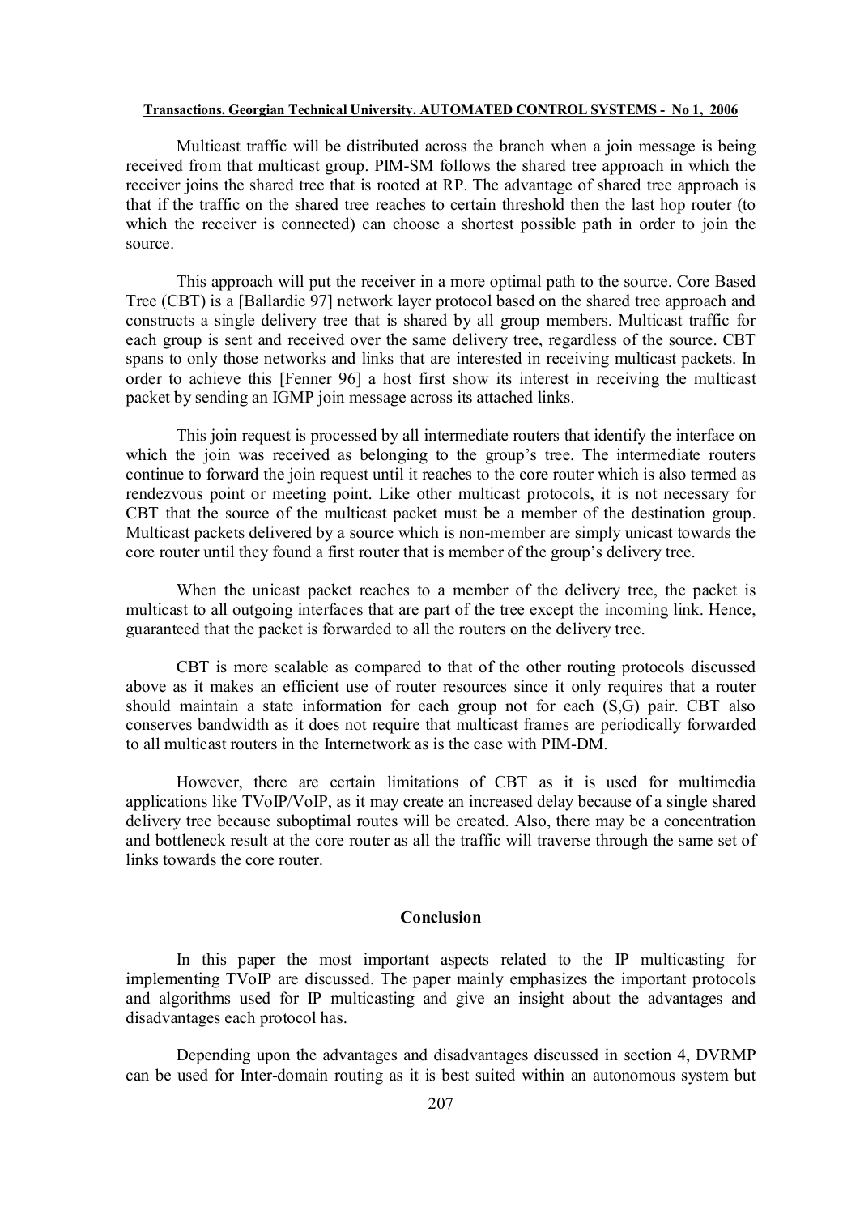Multicast traffic will be distributed across the branch when a join message is being received from that multicast group. PIM-SM follows the shared tree approach in which the receiver joins the shared tree that is rooted at RP. The advantage of shared tree approach is that if the traffic on the shared tree reaches to certain threshold then the last hop router (to which the receiver is connected) can choose a shortest possible path in order to join the source.

This approach will put the receiver in a more optimal path to the source. Core Based Tree (CBT) is a [Ballardie 97] network layer protocol based on the shared tree approach and constructs a single delivery tree that is shared by all group members. Multicast traffic for each group is sent and received over the same delivery tree, regardless of the source. CBT spans to only those networks and links that are interested in receiving multicast packets. In order to achieve this [Fenner 96] a host first show its interest in receiving the multicast packet by sending an IGMP join message across its attached links.

This join request is processed by all intermediate routers that identify the interface on which the join was received as belonging to the group's tree. The intermediate routers continue to forward the join request until it reaches to the core router which is also termed as rendezvous point or meeting point. Like other multicast protocols, it is not necessary for CBT that the source of the multicast packet must be a member of the destination group. Multicast packets delivered by a source which is non-member are simply unicast towards the core router until they found a first router that is member of the group's delivery tree.

When the unicast packet reaches to a member of the delivery tree, the packet is multicast to all outgoing interfaces that are part of the tree except the incoming link. Hence, guaranteed that the packet is forwarded to all the routers on the delivery tree.

CBT is more scalable as compared to that of the other routing protocols discussed above as it makes an efficient use of router resources since it only requires that a router should maintain a state information for each group not for each (S,G) pair. CBT also conserves bandwidth as it does not require that multicast frames are periodically forwarded to all multicast routers in the Internetwork as is the case with PIM-DM.

However, there are certain limitations of CBT as it is used for multimedia applications like TVoIP/VoIP, as it may create an increased delay because of a single shared delivery tree because suboptimal routes will be created. Also, there may be a concentration and bottleneck result at the core router as all the traffic will traverse through the same set of links towards the core router.

## Conclusion

In this paper the most important aspects related to the IP multicasting for implementing TVoIP are discussed. The paper mainly emphasizes the important protocols and algorithms used for IP multicasting and give an insight about the advantages and disadvantages each protocol has.

Depending upon the advantages and disadvantages discussed in section 4, DVRMP can be used for Inter-domain routing as it is best suited within an autonomous system but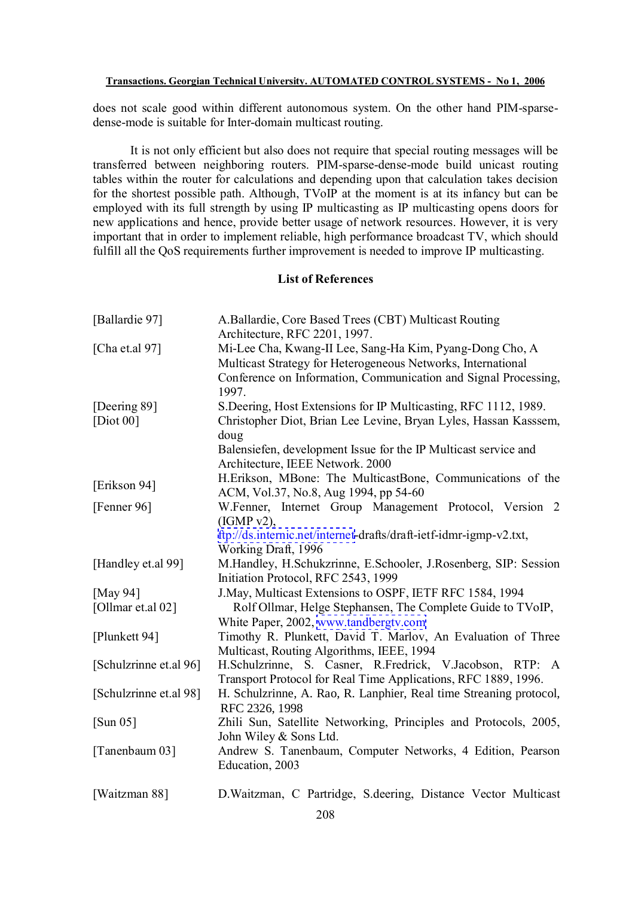does not scale good within different autonomous system. On the other hand PIM-sparse-dense-mode is suitable for Inter-domain multicast routing.

It is not only efficient but also does not require that special routing messages will be transferred between neighboring routers. PIM-sparse-dense-mode build unicast routing tables within the router for calculations and depending upon that calculation takes decision for the shortest possible path. Although, TVoIP at the moment is at its infancy but can be employed with its full strength by using IP multicasting as IP multicasting opens doors for new applications and hence, provide better usage of network resources. However, it is very important that in order to implement reliable, high performance broadcast TV, which should fulfill all the QoS requirements further improvement is needed to improve IP multicasting.

## List of References

| | |
|---|---|
| [Ballardie 97] | A.Ballardie, Core Based Trees (CBT) Multicast Routing Architecture, RFC 2201, 1997. |
| [Cha et.al 97] | Mi-Lee Cha, Kwang-II Lee, Sang-Ha Kim, Pyang-Dong Cho, A Multicast Strategy for Heterogeneous Networks, International Conference on Information, Communication and Signal Processing, 1997. |
| [Deering 89] | S.Deering, Host Extensions for IP Multicasting, RFC 1112, 1989. |
| [Diot 00] | Christopher Diot, Brian Lee Levine, Bryan Lyles, Hassan Kasssem, doug Balensiefen, development Issue for the IP Multicast service and Architecture, IEEE Network. 2000 |
| [Erikson 94] | H.Erikson, MBone: The MulticastBone, Communications of the ACM, Vol.37, No.8, Aug 1994, pp 54-60 |
| [Fenner 96] | W.Fenner, Internet Group Management Protocol, Version 2 (IGMP v2), ftp://ds.internic.net/internet-drafts/draft-ietf-idmr-igmp-v2.txt, Working Draft, 1996 |
| [Handley et.al 99] | M.Handley, H.Schukzrinne, E.Schooler, J.Rosenberg, SIP: Session Initiation Protocol, RFC 2543, 1999 |
| [May 94] | J.May, Multicast Extensions to OSPF, IETF RFC 1584, 1994 |
| [Ollmar et.al 02] | Rolf Ollmar, Helge Stephansen, The Complete Guide to TVoIP, White Paper, 2002, www.tandbergtv.com |
| [Plunkett 94] | Timothy R. Plunkett, David T. Marlov, An Evaluation of Three Multicast, Routing Algorithms, IEEE, 1994 |
| [Schulzrinne et.al 96] | H.Schulzrinne, S. Casner, R.Fredrick, V.Jacobson, RTP: A Transport Protocol for Real Time Applications, RFC 1889, 1996. |
| [Schulzrinne et.al 98] | H. Schulzrinne, A. Rao, R. Lanphier, Real time Streaning protocol, RFC 2326, 1998 |
| [Sun 05] | Zhili Sun, Satellite Networking, Principles and Protocols, 2005, John Wiley & Sons Ltd. |
| [Tanenbaum 03] | Andrew S. Tanenbaum, Computer Networks, 4 Edition, Pearson Education, 2003 |
| [Waitzman 88] | D.Waitzman, C Partridge, S.deering, Distance Vector Multicast |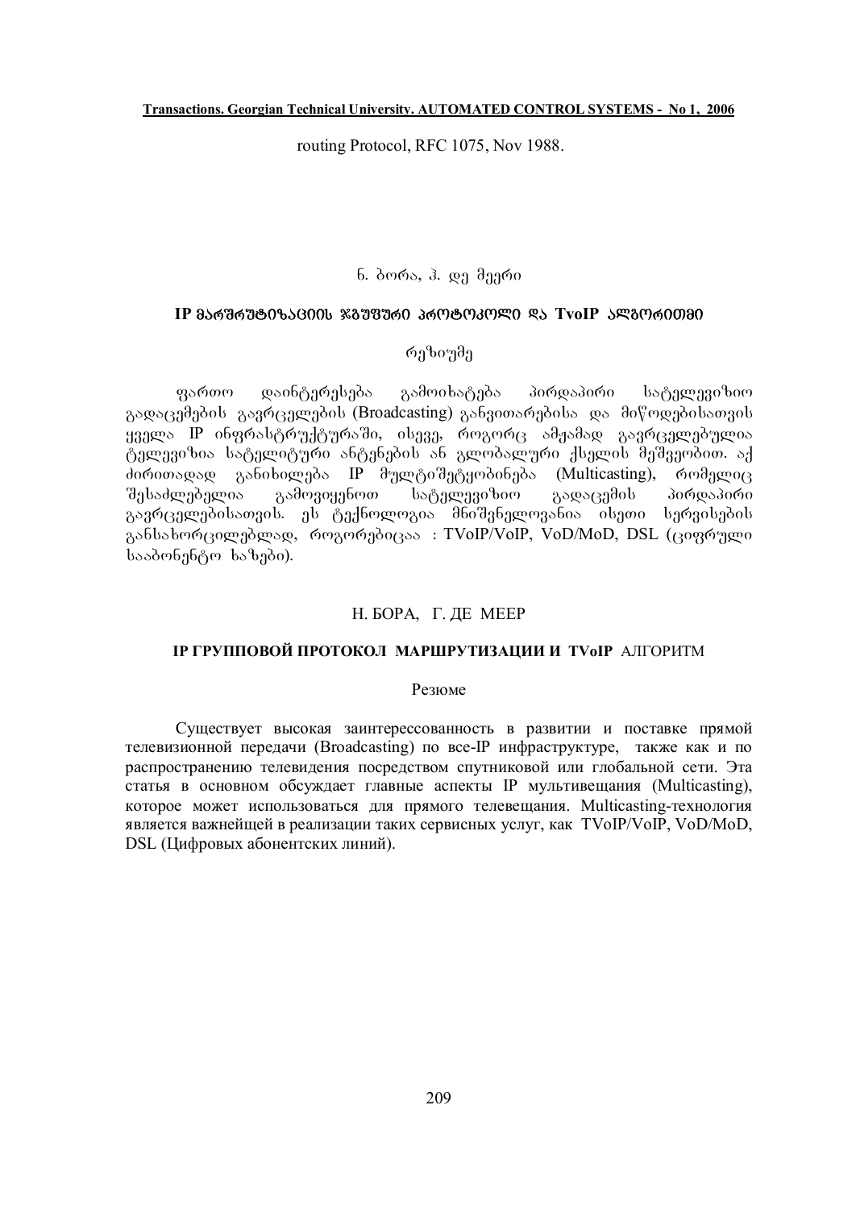routing Protocol, RFC 1075, Nov 1988.

ნ. ბორა, ჰ. დე მეერი

**IP მარშრუტიზაციის ჯგუფური პროტოკოლი და TvoIP ალგორითმი**

რეზიუმე

ფართო დაინტერესება გამოიხატება პირდაპირი სატელევიზიო გადაცემების გავრცელების (Broadcasting) განვითარებისა და მიწოდებისათვის ყველა IP ინფრასტრუქტურაში, ისევე, როგორც ამჟამად გავრცელებულია ტელევიზია სატელიტური ანტენების ან გლობალური ქსელის მეშვეობით. აქ ძირითადად განიხილება IP მულტიშეტყობინება (Multicasting), რომელიც შესაძლებელია გამოვიყენოთ სატელევიზიო გადაცემის პირდაპირი გავრცელებისათვის. ეს ტექნოლოგია მნიშვნელოვანია ისეთი სერვისების განსახორციელებლად, როგორებიცაა : TVoIP/VoIP, VoD/MoD, DSL (ციფრული სააბონენტო ხაზები).

Н. БОРА, Г. ДЕ МЕЕР

**IP ГРУППОВОЙ ПРОТОКОЛ МАРШРУТИЗАЦИИ И TVoIP** АЛГОРИТМ

Резюме

Существует высокая заинтерессованность в развитии и поставке прямой телевизионной передачи (Broadcasting) по все-IP инфраструктуре, также как и по распространению телевидения посредством спутниковой или глобальной сети. Эта статья в основном обсуждает главные аспекты IP мультивещания (Multicasting), которое может использоваться для прямого телевещания. Multicasting-технология является важнейщей в реализации таких сервисных услуг, как TVoIP/VoIP, VoD/MoD, DSL (Цифровых абонентских линий).